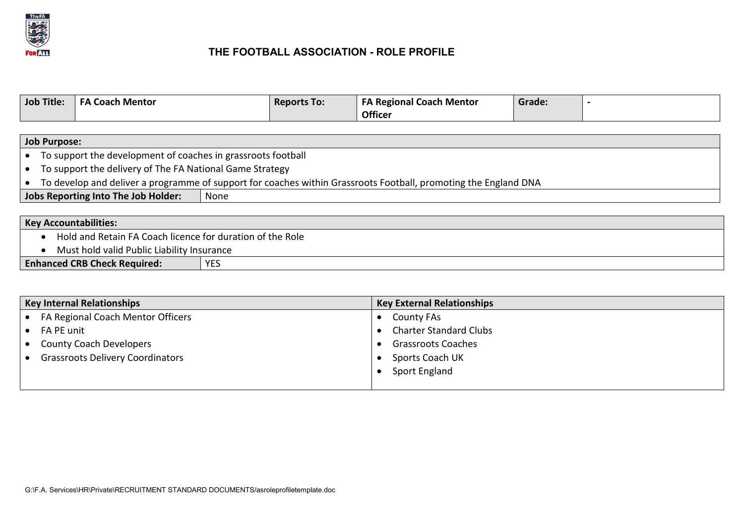# THE FOOTBALL ASSOCIATION - ROLE PROFILE

| Job Title: | FA Coach Mentor | Reports To: | FA Regional Coach Mentor Officer | Grade: | - |
|---|---|---|---|---|---|

| Job Purpose: | |
|---|---|
| • To support the development of coaches in grassroots football<br>• To support the delivery of The FA National Game Strategy<br>• To develop and deliver a programme of support for coaches within Grassroots Football, promoting the England DNA | |
| **Jobs Reporting Into The Job Holder:** | None |

| Key Accountabilities: | |
|---|---|
| • Hold and Retain FA Coach licence for duration of the Role<br>• Must hold valid Public Liability Insurance | |
| **Enhanced CRB Check Required:** | YES |

| Key Internal Relationships | Key External Relationships |
|---|---|
| • FA Regional Coach Mentor Officers<br>• FA PE unit<br>• County Coach Developers<br>• Grassroots Delivery Coordinators | • County FAs<br>• Charter Standard Clubs<br>• Grassroots Coaches<br>• Sports Coach UK<br>• Sport England |

G:\F.A. Services\HR\Private\RECRUITMENT STANDARD DOCUMENTS/asroleprofiletemplate.doc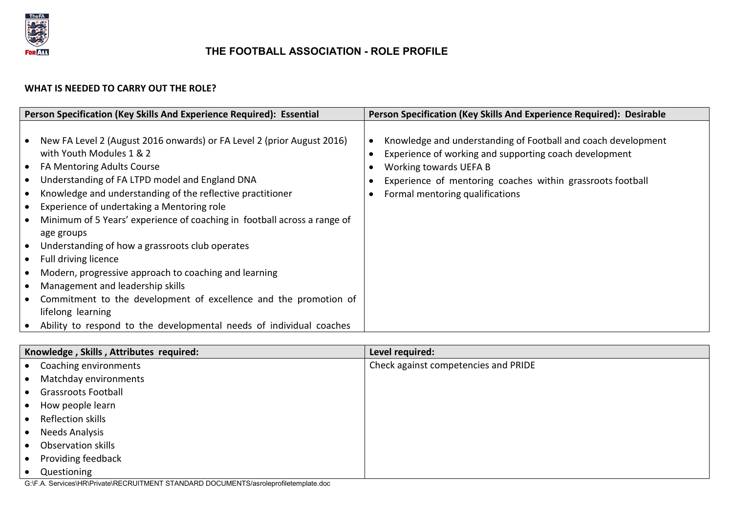# THE FOOTBALL ASSOCIATION - ROLE PROFILE

**WHAT IS NEEDED TO CARRY OUT THE ROLE?**

| Person Specification (Key Skills And Experience Required): Essential | Person Specification (Key Skills And Experience Required): Desirable |
|---|---|
| • New FA Level 2 (August 2016 onwards) or FA Level 2 (prior August 2016) with Youth Modules 1 & 2<br>• FA Mentoring Adults Course<br>• Understanding of FA LTPD model and England DNA<br>• Knowledge and understanding of the reflective practitioner<br>• Experience of undertaking a Mentoring role<br>• Minimum of 5 Years' experience of coaching in football across a range of age groups<br>• Understanding of how a grassroots club operates<br>• Full driving licence<br>• Modern, progressive approach to coaching and learning<br>• Management and leadership skills<br>• Commitment to the development of excellence and the promotion of lifelong learning<br>• Ability to respond to the developmental needs of individual coaches | • Knowledge and understanding of Football and coach development<br>• Experience of working and supporting coach development<br>• Working towards UEFA B<br>• Experience of mentoring coaches within grassroots football<br>• Formal mentoring qualifications |

| Knowledge , Skills , Attributes required: | Level required: |
|---|---|
| • Coaching environments<br>• Matchday environments<br>• Grassroots Football<br>• How people learn<br>• Reflection skills<br>• Needs Analysis<br>• Observation skills<br>• Providing feedback<br>• Questioning | Check against competencies and PRIDE |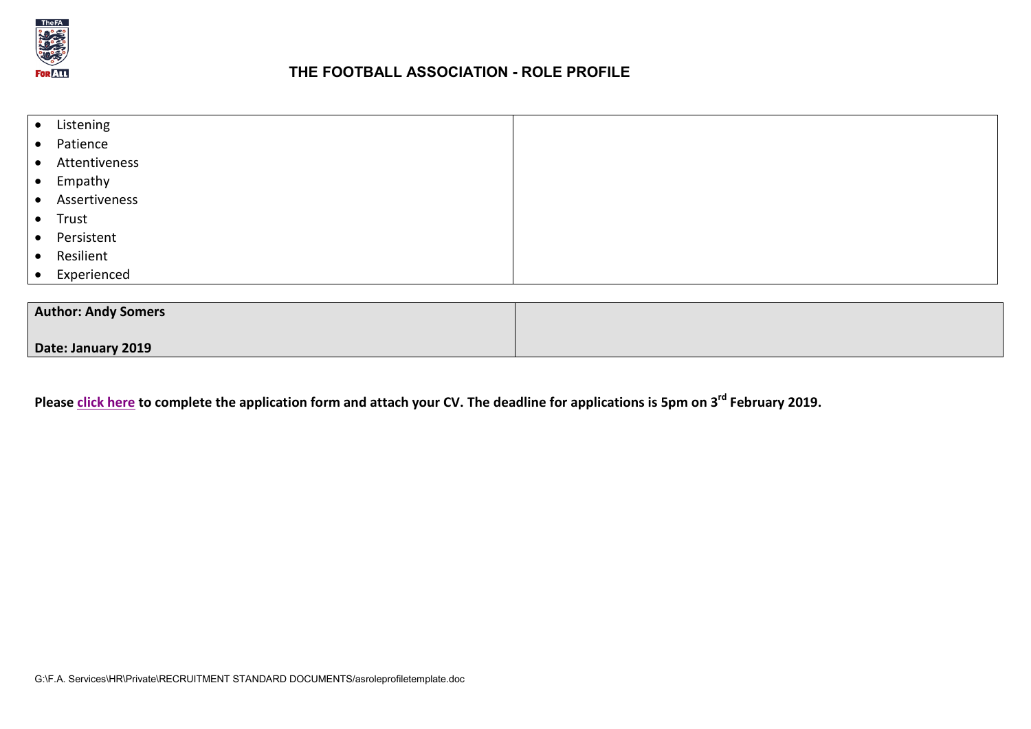## THE FOOTBALL ASSOCIATION - ROLE PROFILE

| | |
|---|---|
| <ul><li>Listening</li><li>Patience</li><li>Attentiveness</li><li>Empathy</li><li>Assertiveness</li><li>Trust</li><li>Persistent</li><li>Resilient</li><li>Experienced</li></ul> | |

| | |
|---|---|
| **Author: Andy Somers**<br><br>**Date: January 2019** | |

**Please click here to complete the application form and attach your CV. The deadline for applications is 5pm on 3rd February 2019.**

G:\F.A. Services\HR\Private\RECRUITMENT STANDARD DOCUMENTS/asroleprofiletemplate.doc